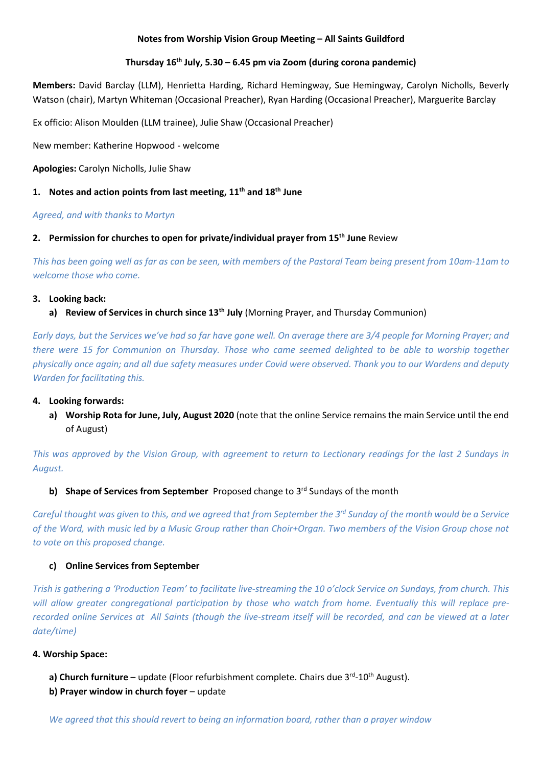**Notes from Worship Vision Group Meeting – All Saints Guildford**

**Thursday 16th July, 5.30 – 6.45 pm via Zoom (during corona pandemic)**

**Members:** David Barclay (LLM), Henrietta Harding, Richard Hemingway, Sue Hemingway, Carolyn Nicholls, Beverly Watson (chair), Martyn Whiteman (Occasional Preacher), Ryan Harding (Occasional Preacher), Marguerite Barclay

Ex officio: Alison Moulden (LLM trainee), Julie Shaw (Occasional Preacher)

New member: Katherine Hopwood - welcome

**Apologies:** Carolyn Nicholls, Julie Shaw

1. **Notes and action points from last meeting, 11th and 18th June**

*Agreed, and with thanks to Martyn*

2. **Permission for churches to open for private/individual prayer from 15th June** Review

*This has been going well as far as can be seen, with members of the Pastoral Team being present from 10am-11am to welcome those who come.*

3. **Looking back:**
   a) **Review of Services in church since 13th July** (Morning Prayer, and Thursday Communion)

*Early days, but the Services we've had so far have gone well. On average there are 3/4 people for Morning Prayer; and there were 15 for Communion on Thursday. Those who came seemed delighted to be able to worship together physically once again; and all due safety measures under Covid were observed. Thank you to our Wardens and deputy Warden for facilitating this.*

4. **Looking forwards:**
   a) **Worship Rota for June, July, August 2020** (note that the online Service remains the main Service until the end of August)

*This was approved by the Vision Group, with agreement to return to Lectionary readings for the last 2 Sundays in August.*

   b) **Shape of Services from September** Proposed change to 3rd Sundays of the month

*Careful thought was given to this, and we agreed that from September the 3rd Sunday of the month would be a Service of the Word, with music led by a Music Group rather than Choir+Organ. Two members of the Vision Group chose not to vote on this proposed change.*

   c) **Online Services from September**

*Trish is gathering a 'Production Team' to facilitate live-streaming the 10 o'clock Service on Sundays, from church. This will allow greater congregational participation by those who watch from home. Eventually this will replace pre-recorded online Services at All Saints (though the live-stream itself will be recorded, and can be viewed at a later date/time)*

**4. Worship Space:**

**a) Church furniture** – update (Floor refurbishment complete. Chairs due 3rd-10th August).
**b) Prayer window in church foyer** – update

*We agreed that this should revert to being an information board, rather than a prayer window*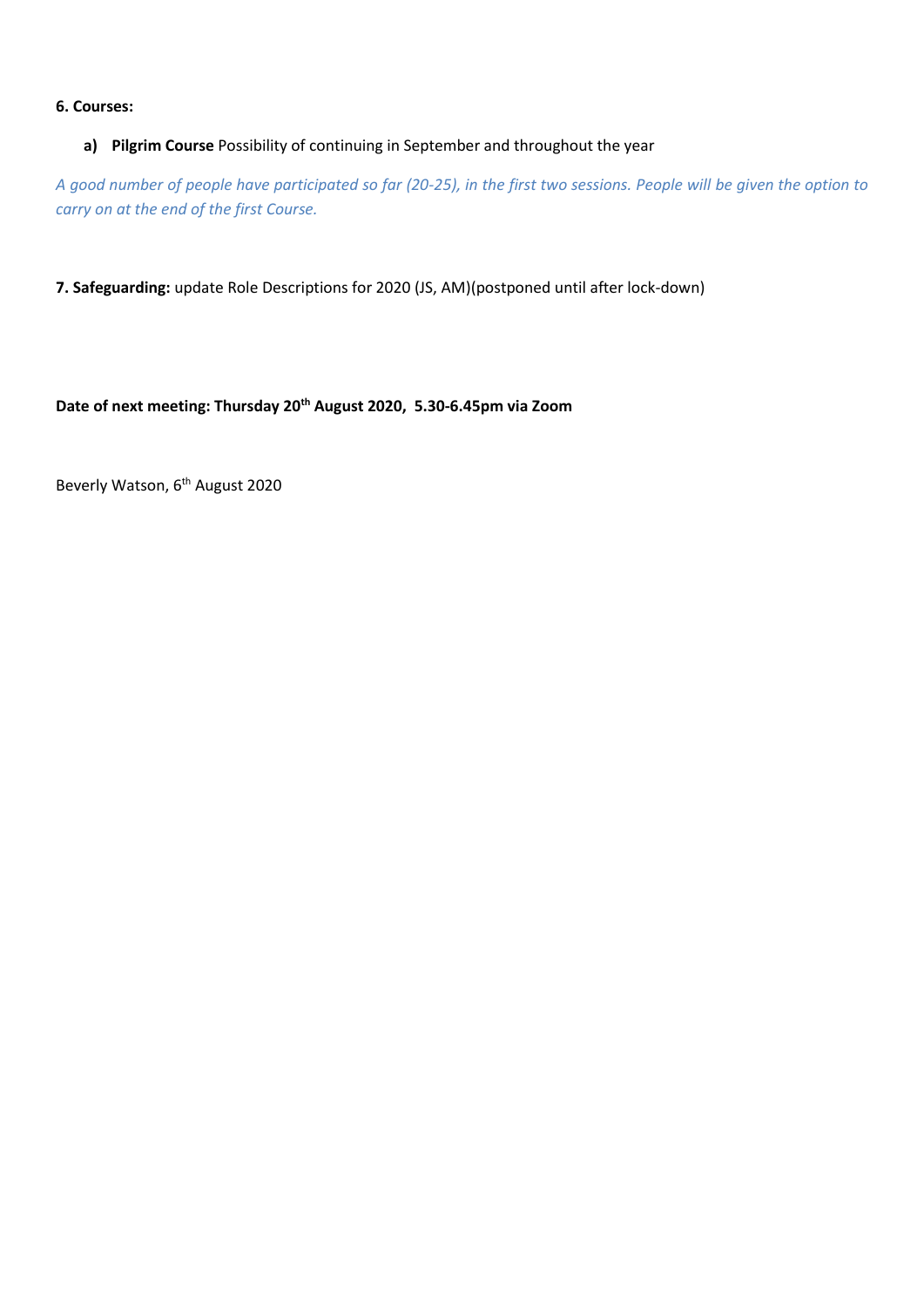**6. Courses:**

**a) Pilgrim Course** Possibility of continuing in September and throughout the year

*A good number of people have participated so far (20-25), in the first two sessions. People will be given the option to carry on at the end of the first Course.*

**7. Safeguarding:** update Role Descriptions for 2020 (JS, AM)(postponed until after lock-down)

**Date of next meeting: Thursday 20th August 2020, 5.30-6.45pm via Zoom**

Beverly Watson, 6th August 2020